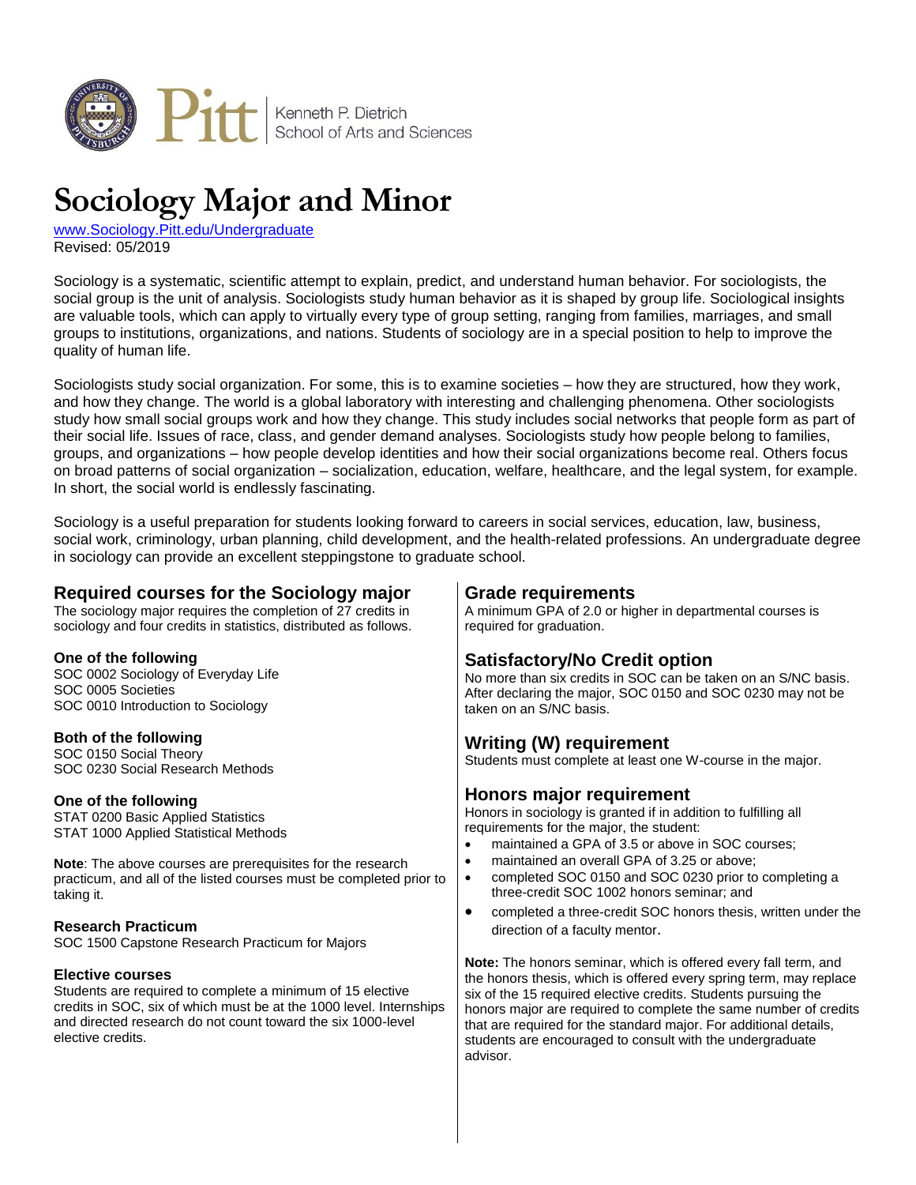Kenneth P. Dietrich School of Arts and Sciences

# Sociology Major and Minor

www.Sociology.Pitt.edu/Undergraduate
Revised: 05/2019

Sociology is a systematic, scientific attempt to explain, predict, and understand human behavior. For sociologists, the social group is the unit of analysis. Sociologists study human behavior as it is shaped by group life. Sociological insights are valuable tools, which can apply to virtually every type of group setting, ranging from families, marriages, and small groups to institutions, organizations, and nations. Students of sociology are in a special position to help to improve the quality of human life.

Sociologists study social organization. For some, this is to examine societies – how they are structured, how they work, and how they change. The world is a global laboratory with interesting and challenging phenomena. Other sociologists study how small social groups work and how they change. This study includes social networks that people form as part of their social life. Issues of race, class, and gender demand analyses. Sociologists study how people belong to families, groups, and organizations – how people develop identities and how their social organizations become real. Others focus on broad patterns of social organization – socialization, education, welfare, healthcare, and the legal system, for example. In short, the social world is endlessly fascinating.

Sociology is a useful preparation for students looking forward to careers in social services, education, law, business, social work, criminology, urban planning, child development, and the health-related professions. An undergraduate degree in sociology can provide an excellent steppingstone to graduate school.

## Required courses for the Sociology major

The sociology major requires the completion of 27 credits in sociology and four credits in statistics, distributed as follows.

### One of the following

SOC 0002 Sociology of Everyday Life
SOC 0005 Societies
SOC 0010 Introduction to Sociology

### Both of the following

SOC 0150 Social Theory
SOC 0230 Social Research Methods

### One of the following

STAT 0200 Basic Applied Statistics
STAT 1000 Applied Statistical Methods

**Note**: The above courses are prerequisites for the research practicum, and all of the listed courses must be completed prior to taking it.

### Research Practicum

SOC 1500 Capstone Research Practicum for Majors

### Elective courses

Students are required to complete a minimum of 15 elective credits in SOC, six of which must be at the 1000 level. Internships and directed research do not count toward the six 1000-level elective credits.

## Grade requirements

A minimum GPA of 2.0 or higher in departmental courses is required for graduation.

## Satisfactory/No Credit option

No more than six credits in SOC can be taken on an S/NC basis. After declaring the major, SOC 0150 and SOC 0230 may not be taken on an S/NC basis.

## Writing (W) requirement

Students must complete at least one W-course in the major.

## Honors major requirement

Honors in sociology is granted if in addition to fulfilling all requirements for the major, the student:

- maintained a GPA of 3.5 or above in SOC courses;
- maintained an overall GPA of 3.25 or above;
- completed SOC 0150 and SOC 0230 prior to completing a three-credit SOC 1002 honors seminar; and
- completed a three-credit SOC honors thesis, written under the direction of a faculty mentor.

**Note:** The honors seminar, which is offered every fall term, and the honors thesis, which is offered every spring term, may replace six of the 15 required elective credits. Students pursuing the honors major are required to complete the same number of credits that are required for the standard major. For additional details, students are encouraged to consult with the undergraduate advisor.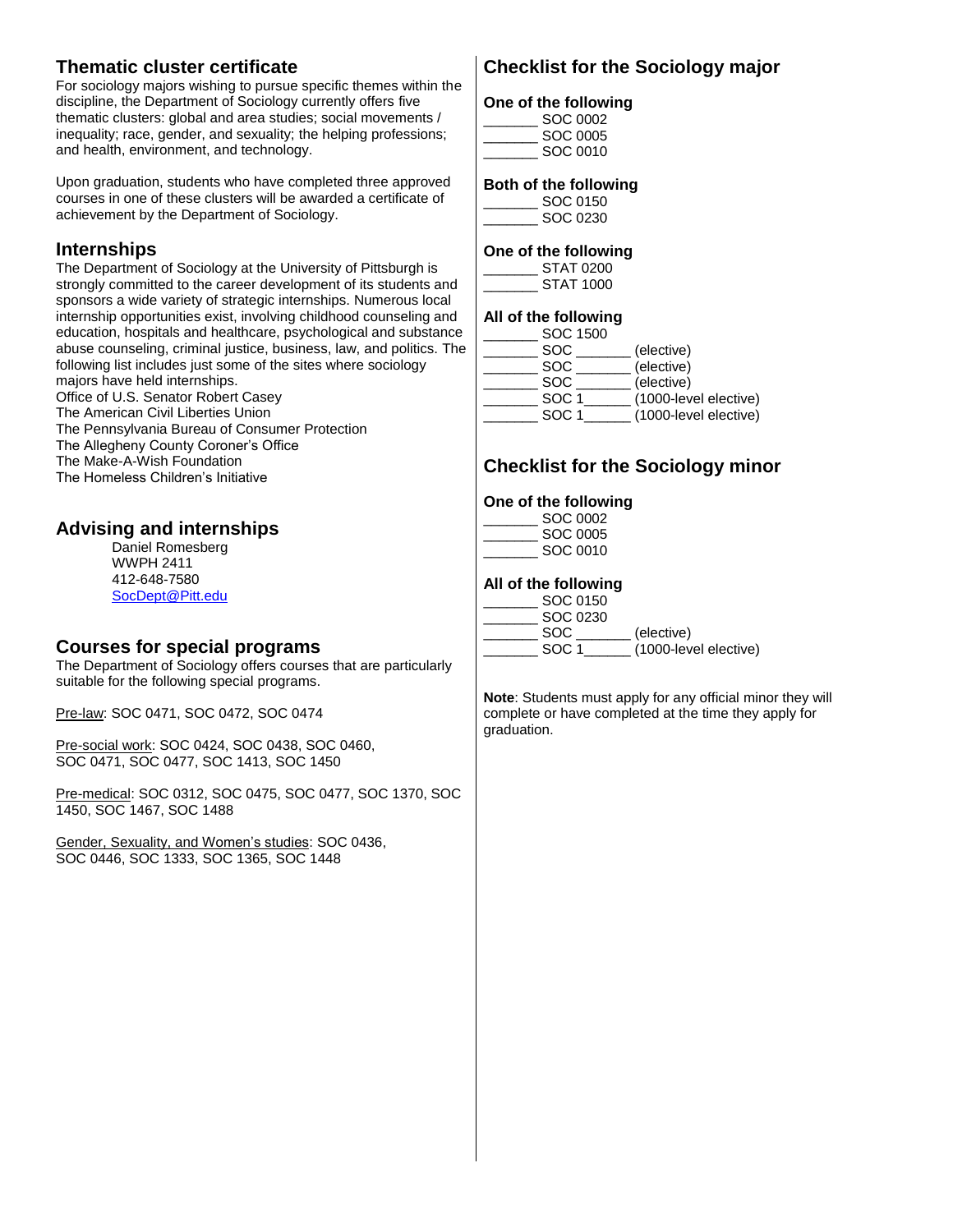## Thematic cluster certificate

For sociology majors wishing to pursue specific themes within the discipline, the Department of Sociology currently offers five thematic clusters: global and area studies; social movements / inequality; race, gender, and sexuality; the helping professions; and health, environment, and technology.

Upon graduation, students who have completed three approved courses in one of these clusters will be awarded a certificate of achievement by the Department of Sociology.

## Internships

The Department of Sociology at the University of Pittsburgh is strongly committed to the career development of its students and sponsors a wide variety of strategic internships. Numerous local internship opportunities exist, involving childhood counseling and education, hospitals and healthcare, psychological and substance abuse counseling, criminal justice, business, law, and politics. The following list includes just some of the sites where sociology majors have held internships.

Office of U.S. Senator Robert Casey
The American Civil Liberties Union
The Pennsylvania Bureau of Consumer Protection
The Allegheny County Coroner's Office
The Make-A-Wish Foundation
The Homeless Children's Initiative

## Advising and internships

Daniel Romesberg
WWPH 2411
412-648-7580
SocDept@Pitt.edu

## Courses for special programs

The Department of Sociology offers courses that are particularly suitable for the following special programs.

Pre-law: SOC 0471, SOC 0472, SOC 0474

Pre-social work: SOC 0424, SOC 0438, SOC 0460, SOC 0471, SOC 0477, SOC 1413, SOC 1450

Pre-medical: SOC 0312, SOC 0475, SOC 0477, SOC 1370, SOC 1450, SOC 1467, SOC 1488

Gender, Sexuality, and Women's studies: SOC 0436, SOC 0446, SOC 1333, SOC 1365, SOC 1448

## Checklist for the Sociology major

### One of the following

_______ SOC 0002
_______ SOC 0005
_______ SOC 0010

### Both of the following

_______ SOC 0150
_______ SOC 0230

### One of the following

_______ STAT 0200
_______ STAT 1000

### All of the following

_______ SOC 1500
_______ SOC _______ (elective)
_______ SOC _______ (elective)
_______ SOC _______ (elective)
_______ SOC 1______ (1000-level elective)
_______ SOC 1______ (1000-level elective)

## Checklist for the Sociology minor

### One of the following

_______ SOC 0002
_______ SOC 0005
_______ SOC 0010

### All of the following

_______ SOC 0150
_______ SOC 0230
_______ SOC _______ (elective)
_______ SOC 1______ (1000-level elective)

**Note**: Students must apply for any official minor they will complete or have completed at the time they apply for graduation.